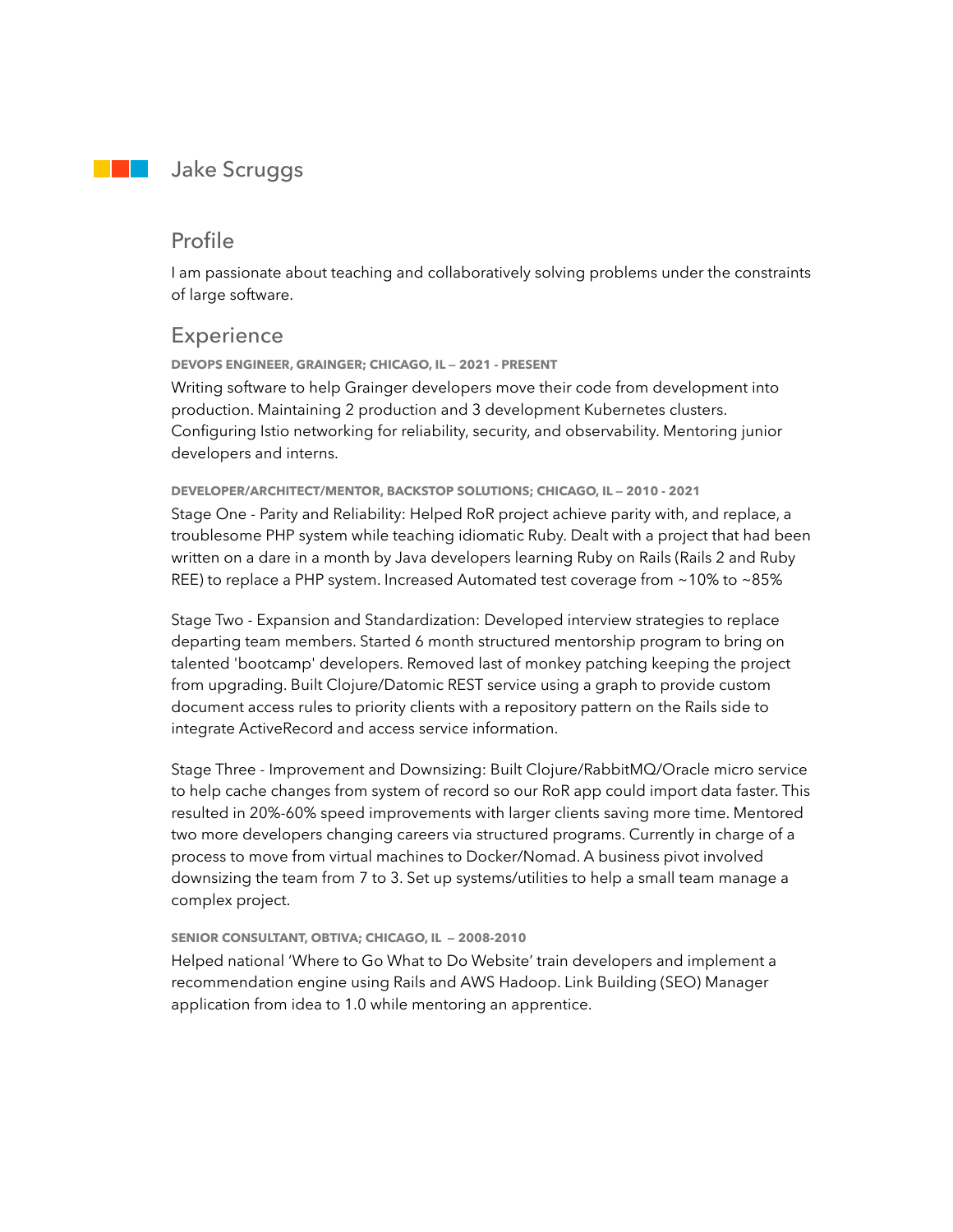# Jake Scruggs

## Profile

I am passionate about teaching and collaboratively solving problems under the constraints of large software.

## Experience

**DEVOPS ENGINEER, GRAINGER; CHICAGO, IL — 2021 - PRESENT**

Writing software to help Grainger developers move their code from development into production. Maintaining 2 production and 3 development Kubernetes clusters. Configuring Istio networking for reliability, security, and observability. Mentoring junior developers and interns.

**DEVELOPER/ARCHITECT/MENTOR, BACKSTOP SOLUTIONS; CHICAGO, IL — 2010 - 2021**

Stage One - Parity and Reliability: Helped RoR project achieve parity with, and replace, a troublesome PHP system while teaching idiomatic Ruby. Dealt with a project that had been written on a dare in a month by Java developers learning Ruby on Rails (Rails 2 and Ruby REE) to replace a PHP system. Increased Automated test coverage from ~10% to ~85%

Stage Two - Expansion and Standardization: Developed interview strategies to replace departing team members. Started 6 month structured mentorship program to bring on talented 'bootcamp' developers. Removed last of monkey patching keeping the project from upgrading. Built Clojure/Datomic REST service using a graph to provide custom document access rules to priority clients with a repository pattern on the Rails side to integrate ActiveRecord and access service information.

Stage Three - Improvement and Downsizing: Built Clojure/RabbitMQ/Oracle micro service to help cache changes from system of record so our RoR app could import data faster. This resulted in 20%-60% speed improvements with larger clients saving more time. Mentored two more developers changing careers via structured programs. Currently in charge of a process to move from virtual machines to Docker/Nomad. A business pivot involved downsizing the team from 7 to 3. Set up systems/utilities to help a small team manage a complex project.

**SENIOR CONSULTANT, OBTIVA; CHICAGO, IL — 2008-2010**

Helped national 'Where to Go What to Do Website' train developers and implement a recommendation engine using Rails and AWS Hadoop. Link Building (SEO) Manager application from idea to 1.0 while mentoring an apprentice.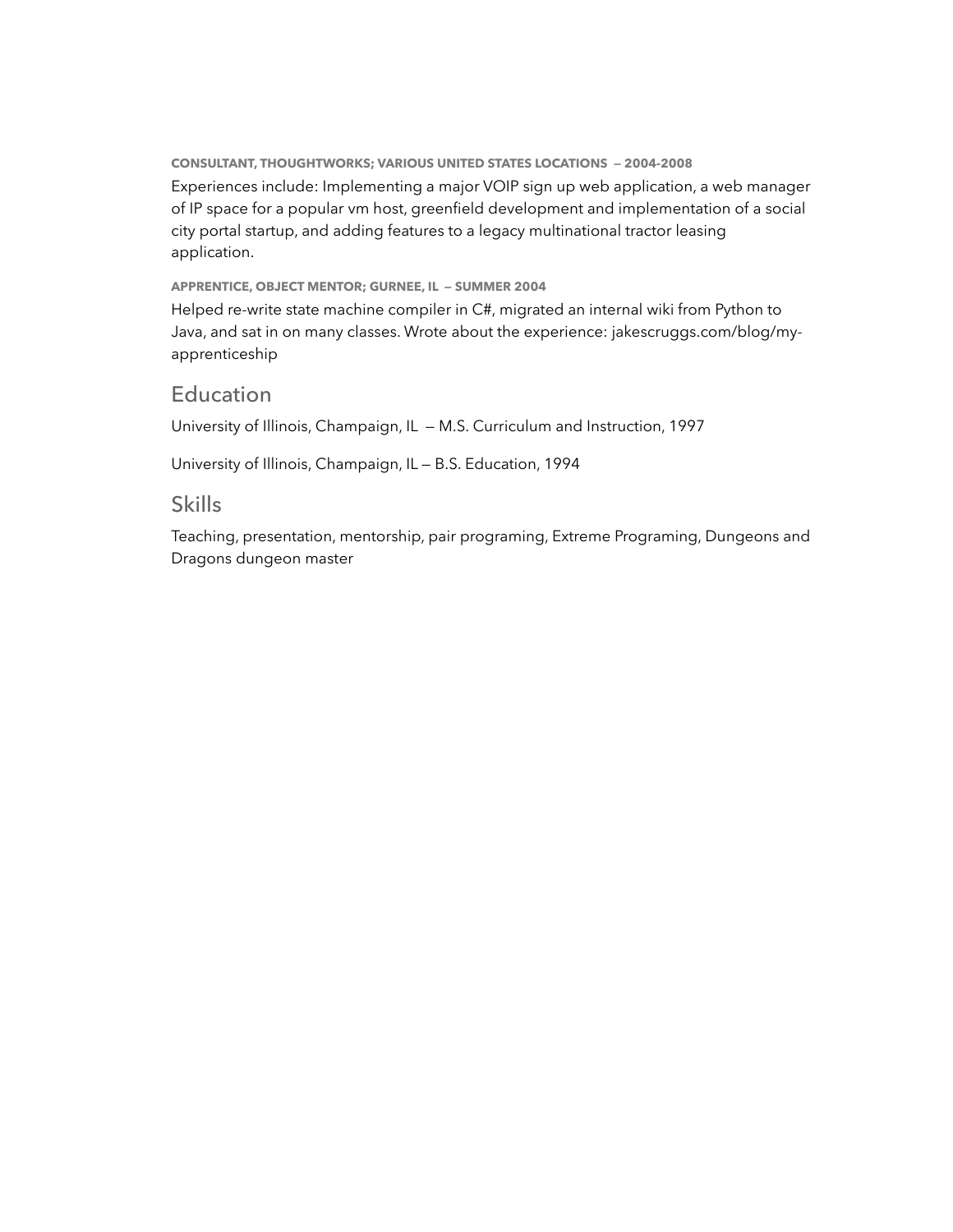**CONSULTANT, THOUGHTWORKS; VARIOUS UNITED STATES LOCATIONS — 2004-2008**

Experiences include: Implementing a major VOIP sign up web application, a web manager of IP space for a popular vm host, greenfield development and implementation of a social city portal startup, and adding features to a legacy multinational tractor leasing application.

**APPRENTICE, OBJECT MENTOR; GURNEE, IL — SUMMER 2004**

Helped re-write state machine compiler in C#, migrated an internal wiki from Python to Java, and sat in on many classes. Wrote about the experience: jakescruggs.com/blog/my-apprenticeship

## Education

University of Illinois, Champaign, IL — M.S. Curriculum and Instruction, 1997

University of Illinois, Champaign, IL — B.S. Education, 1994

## Skills

Teaching, presentation, mentorship, pair programing, Extreme Programing, Dungeons and Dragons dungeon master